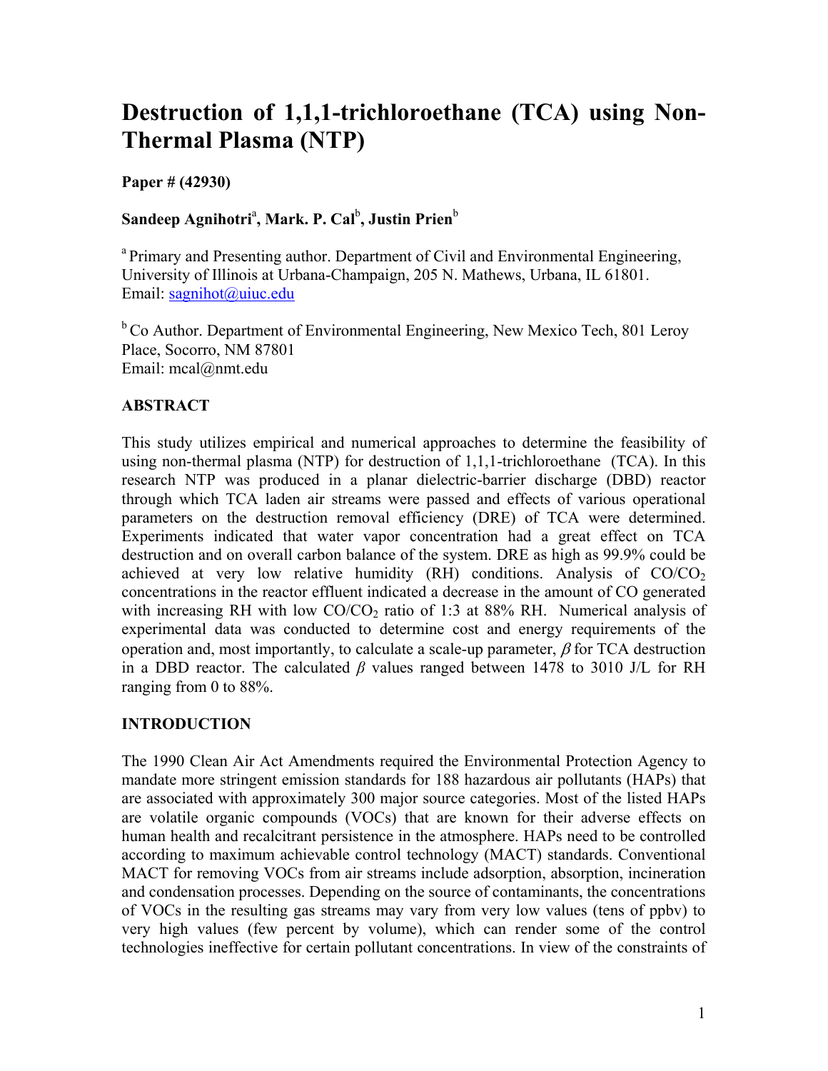# Destruction of 1,1,1-trichloroethane (TCA) using Non-Thermal Plasma (NTP)

**Paper # (42930)**

**Sandeep Agnihotri[a], Mark. P. Cal[b], Justin Prien[b]**

[a] Primary and Presenting author. Department of Civil and Environmental Engineering, University of Illinois at Urbana-Champaign, 205 N. Mathews, Urbana, IL 61801. Email: sagnihot@uiuc.edu

[b] Co Author. Department of Environmental Engineering, New Mexico Tech, 801 Leroy Place, Socorro, NM 87801
Email: mcal@nmt.edu

## ABSTRACT

This study utilizes empirical and numerical approaches to determine the feasibility of using non-thermal plasma (NTP) for destruction of 1,1,1-trichloroethane (TCA). In this research NTP was produced in a planar dielectric-barrier discharge (DBD) reactor through which TCA laden air streams were passed and effects of various operational parameters on the destruction removal efficiency (DRE) of TCA were determined. Experiments indicated that water vapor concentration had a great effect on TCA destruction and on overall carbon balance of the system. DRE as high as 99.9% could be achieved at very low relative humidity (RH) conditions. Analysis of $CO/CO_2$ concentrations in the reactor effluent indicated a decrease in the amount of CO generated with increasing RH with low $CO/CO_2$ ratio of 1:3 at 88% RH. Numerical analysis of experimental data was conducted to determine cost and energy requirements of the operation and, most importantly, to calculate a scale-up parameter, $\beta$ for TCA destruction in a DBD reactor. The calculated $\beta$ values ranged between 1478 to 3010 J/L for RH ranging from 0 to 88%.

## INTRODUCTION

The 1990 Clean Air Act Amendments required the Environmental Protection Agency to mandate more stringent emission standards for 188 hazardous air pollutants (HAPs) that are associated with approximately 300 major source categories. Most of the listed HAPs are volatile organic compounds (VOCs) that are known for their adverse effects on human health and recalcitrant persistence in the atmosphere. HAPs need to be controlled according to maximum achievable control technology (MACT) standards. Conventional MACT for removing VOCs from air streams include adsorption, absorption, incineration and condensation processes. Depending on the source of contaminants, the concentrations of VOCs in the resulting gas streams may vary from very low values (tens of ppbv) to very high values (few percent by volume), which can render some of the control technologies ineffective for certain pollutant concentrations. In view of the constraints of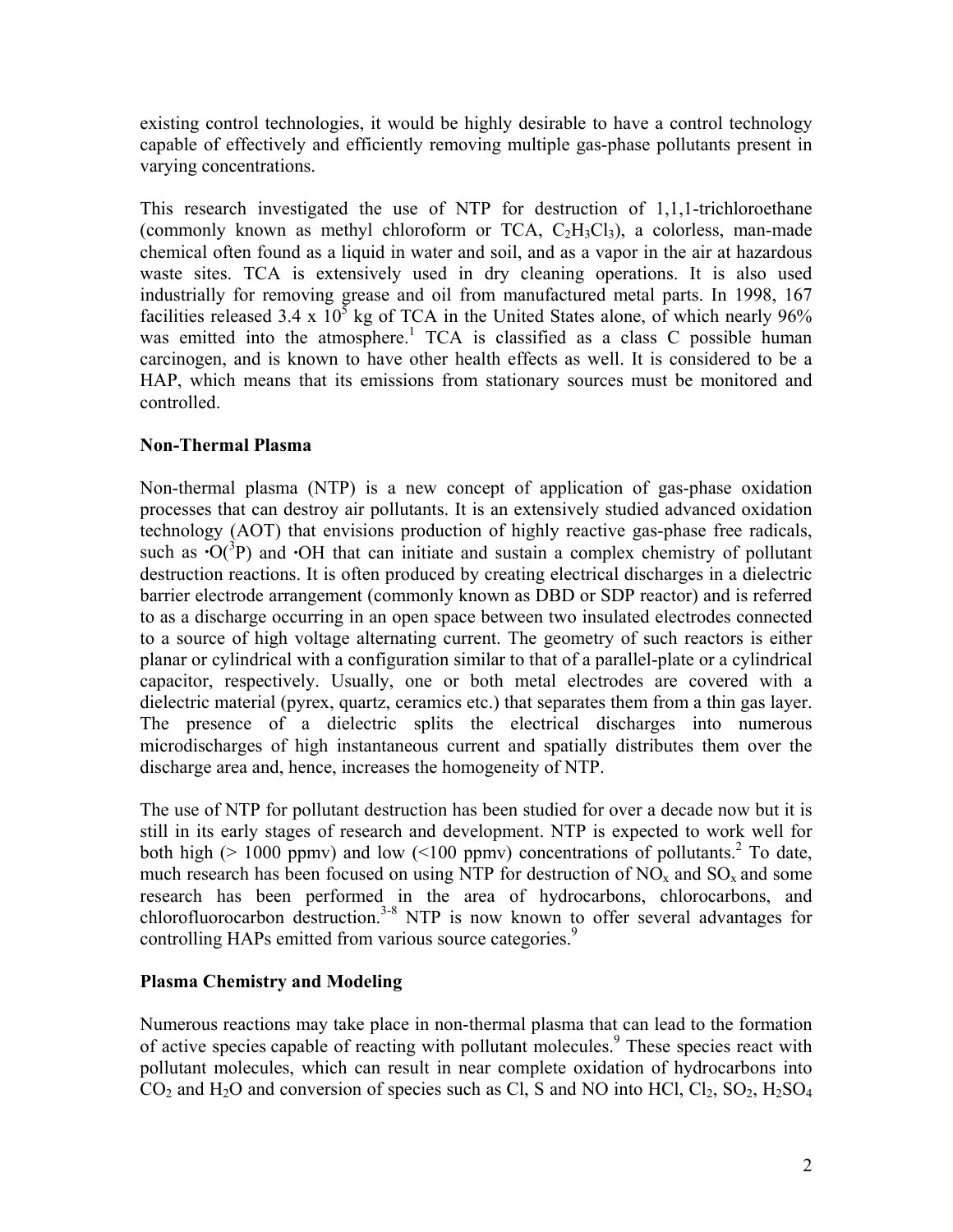existing control technologies, it would be highly desirable to have a control technology capable of effectively and efficiently removing multiple gas-phase pollutants present in varying concentrations.

This research investigated the use of NTP for destruction of 1,1,1-trichloroethane (commonly known as methyl chloroform or TCA, $C_2H_3Cl_3$), a colorless, man-made chemical often found as a liquid in water and soil, and as a vapor in the air at hazardous waste sites. TCA is extensively used in dry cleaning operations. It is also used industrially for removing grease and oil from manufactured metal parts. In 1998, 167 facilities released $3.4 \times 10^5$ kg of TCA in the United States alone, of which nearly 96% was emitted into the atmosphere.[1] TCA is classified as a class C possible human carcinogen, and is known to have other health effects as well. It is considered to be a HAP, which means that its emissions from stationary sources must be monitored and controlled.

## Non-Thermal Plasma

Non-thermal plasma (NTP) is a new concept of application of gas-phase oxidation processes that can destroy air pollutants. It is an extensively studied advanced oxidation technology (AOT) that envisions production of highly reactive gas-phase free radicals, such as $\cdot O(^3P)$ and $\cdot OH$ that can initiate and sustain a complex chemistry of pollutant destruction reactions. It is often produced by creating electrical discharges in a dielectric barrier electrode arrangement (commonly known as DBD or SDP reactor) and is referred to as a discharge occurring in an open space between two insulated electrodes connected to a source of high voltage alternating current. The geometry of such reactors is either planar or cylindrical with a configuration similar to that of a parallel-plate or a cylindrical capacitor, respectively. Usually, one or both metal electrodes are covered with a dielectric material (pyrex, quartz, ceramics etc.) that separates them from a thin gas layer. The presence of a dielectric splits the electrical discharges into numerous microdischarges of high instantaneous current and spatially distributes them over the discharge area and, hence, increases the homogeneity of NTP.

The use of NTP for pollutant destruction has been studied for over a decade now but it is still in its early stages of research and development. NTP is expected to work well for both high (> 1000 ppmv) and low (<100 ppmv) concentrations of pollutants.[2] To date, much research has been focused on using NTP for destruction of $NO_x$ and $SO_x$ and some research has been performed in the area of hydrocarbons, chlorocarbons, and chlorofluorocarbon destruction.[3-8] NTP is now known to offer several advantages for controlling HAPs emitted from various source categories.[9]

## Plasma Chemistry and Modeling

Numerous reactions may take place in non-thermal plasma that can lead to the formation of active species capable of reacting with pollutant molecules.[9] These species react with pollutant molecules, which can result in near complete oxidation of hydrocarbons into $CO_2$ and $H_2O$ and conversion of species such as Cl, S and NO into HCl, $Cl_2$, $SO_2$, $H_2SO_4$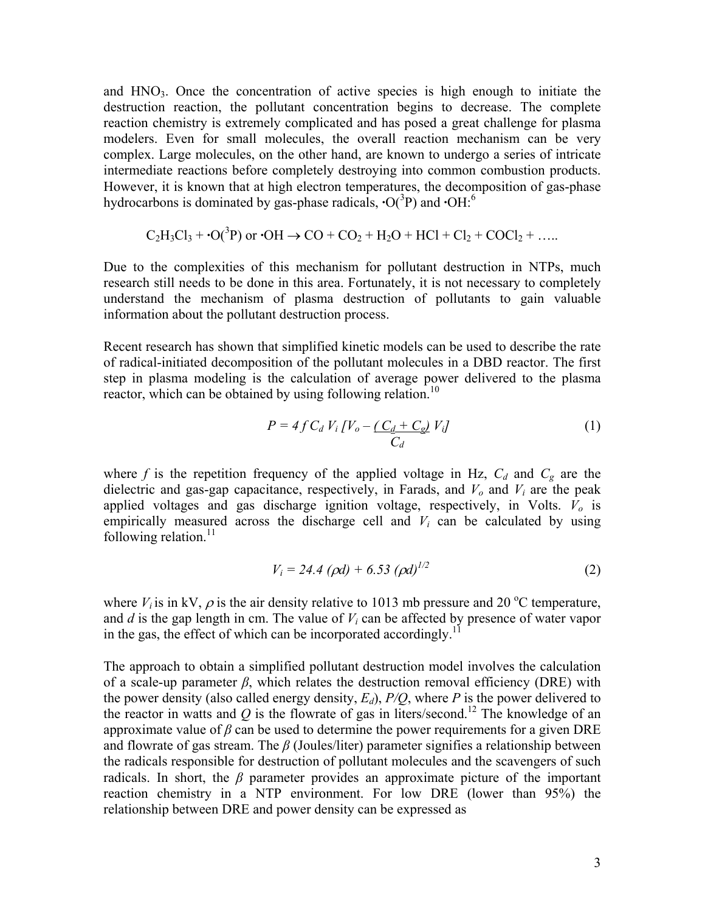and $HNO_3$. Once the concentration of active species is high enough to initiate the destruction reaction, the pollutant concentration begins to decrease. The complete reaction chemistry is extremely complicated and has posed a great challenge for plasma modelers. Even for small molecules, the overall reaction mechanism can be very complex. Large molecules, on the other hand, are known to undergo a series of intricate intermediate reactions before completely destroying into common combustion products. However, it is known that at high electron temperatures, the decomposition of gas-phase hydrocarbons is dominated by gas-phase radicals, $\cdot O(^3P)$ and $\cdot OH$:[6]

$$C_2H_3Cl_3 + \cdot O(^3P) \text{ or } \cdot OH \rightarrow CO + CO_2 + H_2O + HCl + Cl_2 + COCl_2 + \ldots$$

Due to the complexities of this mechanism for pollutant destruction in NTPs, much research still needs to be done in this area. Fortunately, it is not necessary to completely understand the mechanism of plasma destruction of pollutants to gain valuable information about the pollutant destruction process.

Recent research has shown that simplified kinetic models can be used to describe the rate of radical-initiated decomposition of the pollutant molecules in a DBD reactor. The first step in plasma modeling is the calculation of average power delivered to the plasma reactor, which can be obtained by using following relation.[10]

$$P = 4 f C_d V_i \left[V_o - \frac{(C_d + C_g)}{C_d} V_i\right] \quad (1)$$

where $f$ is the repetition frequency of the applied voltage in Hz, $C_d$ and $C_g$ are the dielectric and gas-gap capacitance, respectively, in Farads, and $V_o$ and $V_i$ are the peak applied voltages and gas discharge ignition voltage, respectively, in Volts. $V_o$ is empirically measured across the discharge cell and $V_i$ can be calculated by using following relation.[11]

$$V_i = 24.4 (\rho d) + 6.53 (\rho d)^{1/2} \quad (2)$$

where $V_i$ is in kV, $\rho$ is the air density relative to 1013 mb pressure and 20 °C temperature, and $d$ is the gap length in cm. The value of $V_i$ can be affected by presence of water vapor in the gas, the effect of which can be incorporated accordingly.[11]

The approach to obtain a simplified pollutant destruction model involves the calculation of a scale-up parameter $\beta$, which relates the destruction removal efficiency (DRE) with the power density (also called energy density, $E_d$), $P/Q$, where $P$ is the power delivered to the reactor in watts and $Q$ is the flowrate of gas in liters/second.[12] The knowledge of an approximate value of $\beta$ can be used to determine the power requirements for a given DRE and flowrate of gas stream. The $\beta$ (Joules/liter) parameter signifies a relationship between the radicals responsible for destruction of pollutant molecules and the scavengers of such radicals. In short, the $\beta$ parameter provides an approximate picture of the important reaction chemistry in a NTP environment. For low DRE (lower than 95%) the relationship between DRE and power density can be expressed as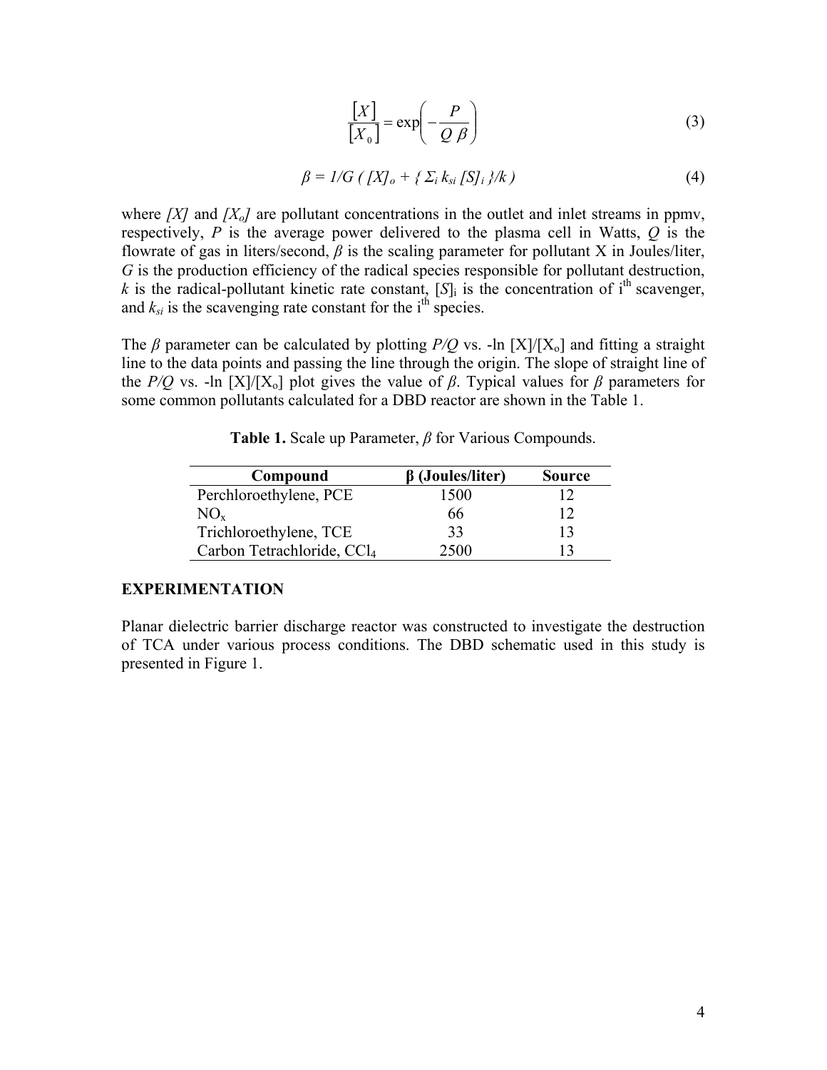$$\frac{[X]}{[X_0]} = \exp\left(-\frac{P}{Q\,\beta}\right) \tag{3}$$

$$\beta = 1/G\,(\,[X]_o + \{\,\Sigma_i\, k_{si}\,[S]_i\,\}/k\,) \tag{4}$$

where $[X]$ and $[X_o]$ are pollutant concentrations in the outlet and inlet streams in ppmv, respectively, $P$ is the average power delivered to the plasma cell in Watts, $Q$ is the flowrate of gas in liters/second, $\beta$ is the scaling parameter for pollutant X in Joules/liter, $G$ is the production efficiency of the radical species responsible for pollutant destruction, $k$ is the radical-pollutant kinetic rate constant, $[S]_i$ is the concentration of i$^{th}$ scavenger, and $k_{si}$ is the scavenging rate constant for the i$^{th}$ species.

The $\beta$ parameter can be calculated by plotting $P/Q$ vs. -ln [X]/[X$_o$] and fitting a straight line to the data points and passing the line through the origin. The slope of straight line of the $P/Q$ vs. -ln [X]/[X$_o$] plot gives the value of $\beta$. Typical values for $\beta$ parameters for some common pollutants calculated for a DBD reactor are shown in the Table 1.

**Table 1.** Scale up Parameter, $\beta$ for Various Compounds.

| Compound | β (Joules/liter) | Source |
|---|---|---|
| Perchloroethylene, PCE | 1500 | 12 |
| $NO_x$ | 66 | 12 |
| Trichloroethylene, TCE | 33 | 13 |
| Carbon Tetrachloride, $CCl_4$ | 2500 | 13 |

**EXPERIMENTATION**

Planar dielectric barrier discharge reactor was constructed to investigate the destruction of TCA under various process conditions. The DBD schematic used in this study is presented in Figure 1.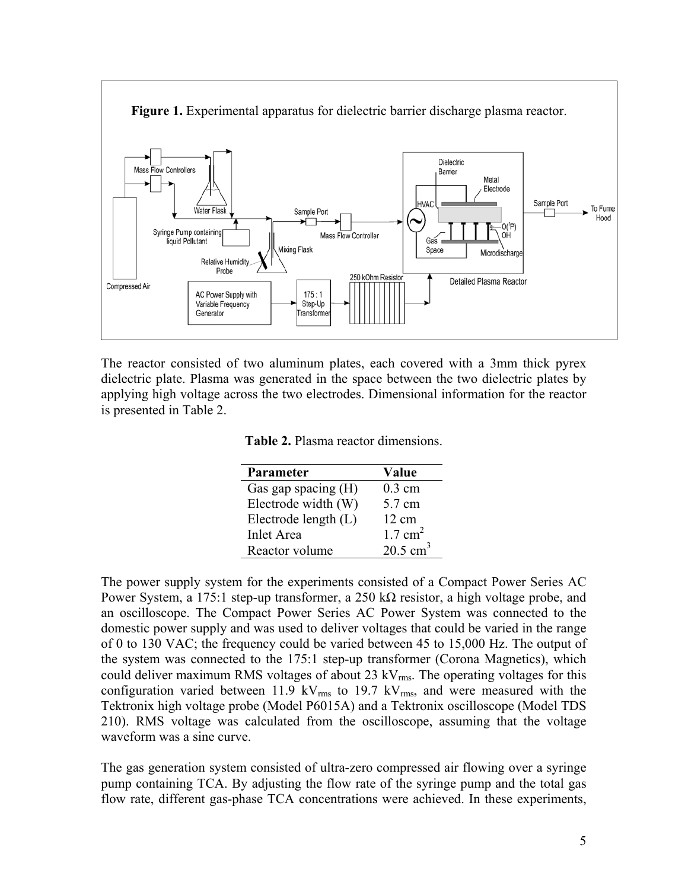**Figure 1.** Experimental apparatus for dielectric barrier discharge plasma reactor.

The reactor consisted of two aluminum plates, each covered with a 3mm thick pyrex dielectric plate. Plasma was generated in the space between the two dielectric plates by applying high voltage across the two electrodes. Dimensional information for the reactor is presented in Table 2.

**Table 2.** Plasma reactor dimensions.

| Parameter | Value |
|---|---|
| Gas gap spacing (H) | 0.3 cm |
| Electrode width (W) | 5.7 cm |
| Electrode length (L) | 12 cm |
| Inlet Area | 1.7 cm$^2$ |
| Reactor volume | 20.5 cm$^3$ |

The power supply system for the experiments consisted of a Compact Power Series AC Power System, a 175:1 step-up transformer, a 250 kΩ resistor, a high voltage probe, and an oscilloscope. The Compact Power Series AC Power System was connected to the domestic power supply and was used to deliver voltages that could be varied in the range of 0 to 130 VAC; the frequency could be varied between 45 to 15,000 Hz. The output of the system was connected to the 175:1 step-up transformer (Corona Magnetics), which could deliver maximum RMS voltages of about 23 $kV_{rms}$. The operating voltages for this configuration varied between 11.9 $kV_{rms}$ to 19.7 $kV_{rms}$, and were measured with the Tektronix high voltage probe (Model P6015A) and a Tektronix oscilloscope (Model TDS 210). RMS voltage was calculated from the oscilloscope, assuming that the voltage waveform was a sine curve.

The gas generation system consisted of ultra-zero compressed air flowing over a syringe pump containing TCA. By adjusting the flow rate of the syringe pump and the total gas flow rate, different gas-phase TCA concentrations were achieved. In these experiments,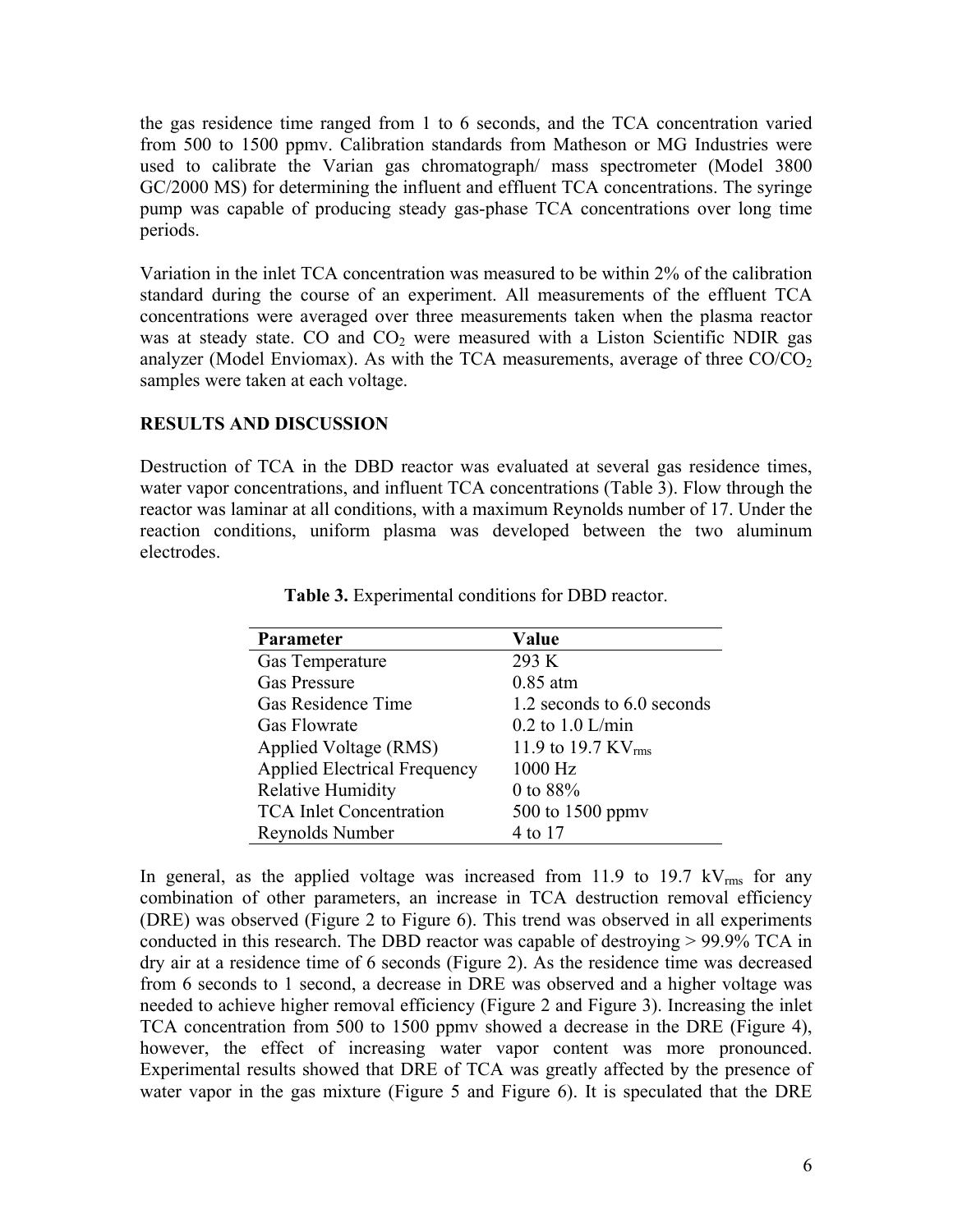the gas residence time ranged from 1 to 6 seconds, and the TCA concentration varied from 500 to 1500 ppmv. Calibration standards from Matheson or MG Industries were used to calibrate the Varian gas chromatograph/ mass spectrometer (Model 3800 GC/2000 MS) for determining the influent and effluent TCA concentrations. The syringe pump was capable of producing steady gas-phase TCA concentrations over long time periods.

Variation in the inlet TCA concentration was measured to be within 2% of the calibration standard during the course of an experiment. All measurements of the effluent TCA concentrations were averaged over three measurements taken when the plasma reactor was at steady state. CO and $CO_2$ were measured with a Liston Scientific NDIR gas analyzer (Model Enviomax). As with the TCA measurements, average of three $CO/CO_2$ samples were taken at each voltage.

## RESULTS AND DISCUSSION

Destruction of TCA in the DBD reactor was evaluated at several gas residence times, water vapor concentrations, and influent TCA concentrations (Table 3). Flow through the reactor was laminar at all conditions, with a maximum Reynolds number of 17. Under the reaction conditions, uniform plasma was developed between the two aluminum electrodes.

**Table 3.** Experimental conditions for DBD reactor.

| Parameter | Value |
|---|---|
| Gas Temperature | 293 K |
| Gas Pressure | 0.85 atm |
| Gas Residence Time | 1.2 seconds to 6.0 seconds |
| Gas Flowrate | 0.2 to 1.0 L/min |
| Applied Voltage (RMS) | 11.9 to 19.7 $KV_{rms}$ |
| Applied Electrical Frequency | 1000 Hz |
| Relative Humidity | 0 to 88% |
| TCA Inlet Concentration | 500 to 1500 ppmv |
| Reynolds Number | 4 to 17 |

In general, as the applied voltage was increased from 11.9 to 19.7 $kV_{rms}$ for any combination of other parameters, an increase in TCA destruction removal efficiency (DRE) was observed (Figure 2 to Figure 6). This trend was observed in all experiments conducted in this research. The DBD reactor was capable of destroying > 99.9% TCA in dry air at a residence time of 6 seconds (Figure 2). As the residence time was decreased from 6 seconds to 1 second, a decrease in DRE was observed and a higher voltage was needed to achieve higher removal efficiency (Figure 2 and Figure 3). Increasing the inlet TCA concentration from 500 to 1500 ppmv showed a decrease in the DRE (Figure 4), however, the effect of increasing water vapor content was more pronounced. Experimental results showed that DRE of TCA was greatly affected by the presence of water vapor in the gas mixture (Figure 5 and Figure 6). It is speculated that the DRE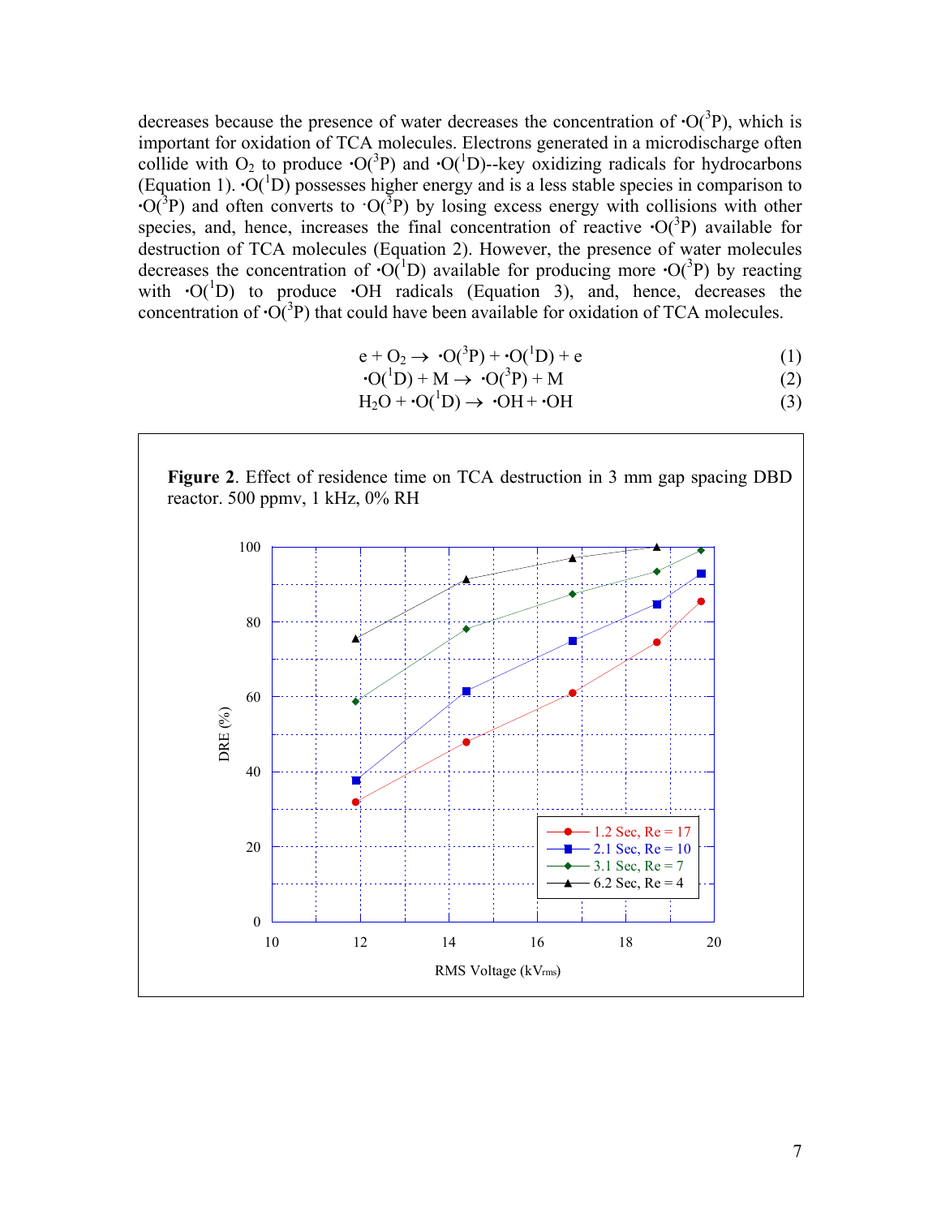decreases because the presence of water decreases the concentration of $\cdot O(^3P)$, which is important for oxidation of TCA molecules. Electrons generated in a microdischarge often collide with $O_2$ to produce $\cdot O(^3P)$ and $\cdot O(^1D)$--key oxidizing radicals for hydrocarbons (Equation 1). $\cdot O(^1D)$ possesses higher energy and is a less stable species in comparison to $\cdot O(^3P)$ and often converts to $\cdot O(^3P)$ by losing excess energy with collisions with other species, and, hence, increases the final concentration of reactive $\cdot O(^3P)$ available for destruction of TCA molecules (Equation 2). However, the presence of water molecules decreases the concentration of $\cdot O(^1D)$ available for producing more $\cdot O(^3P)$ by reacting with $\cdot O(^1D)$ to produce $\cdot OH$ radicals (Equation 3), and, hence, decreases the concentration of $\cdot O(^3P)$ that could have been available for oxidation of TCA molecules.

$$e + O_2 \rightarrow \cdot O(^3P) + \cdot O(^1D) + e \tag{1}$$

$$\cdot O(^1D) + M \rightarrow \cdot O(^3P) + M \tag{2}$$

$$H_2O + \cdot O(^1D) \rightarrow \cdot OH + \cdot OH \tag{3}$$

**Figure 2**. Effect of residence time on TCA destruction in 3 mm gap spacing DBD reactor. 500 ppmv, 1 kHz, 0% RH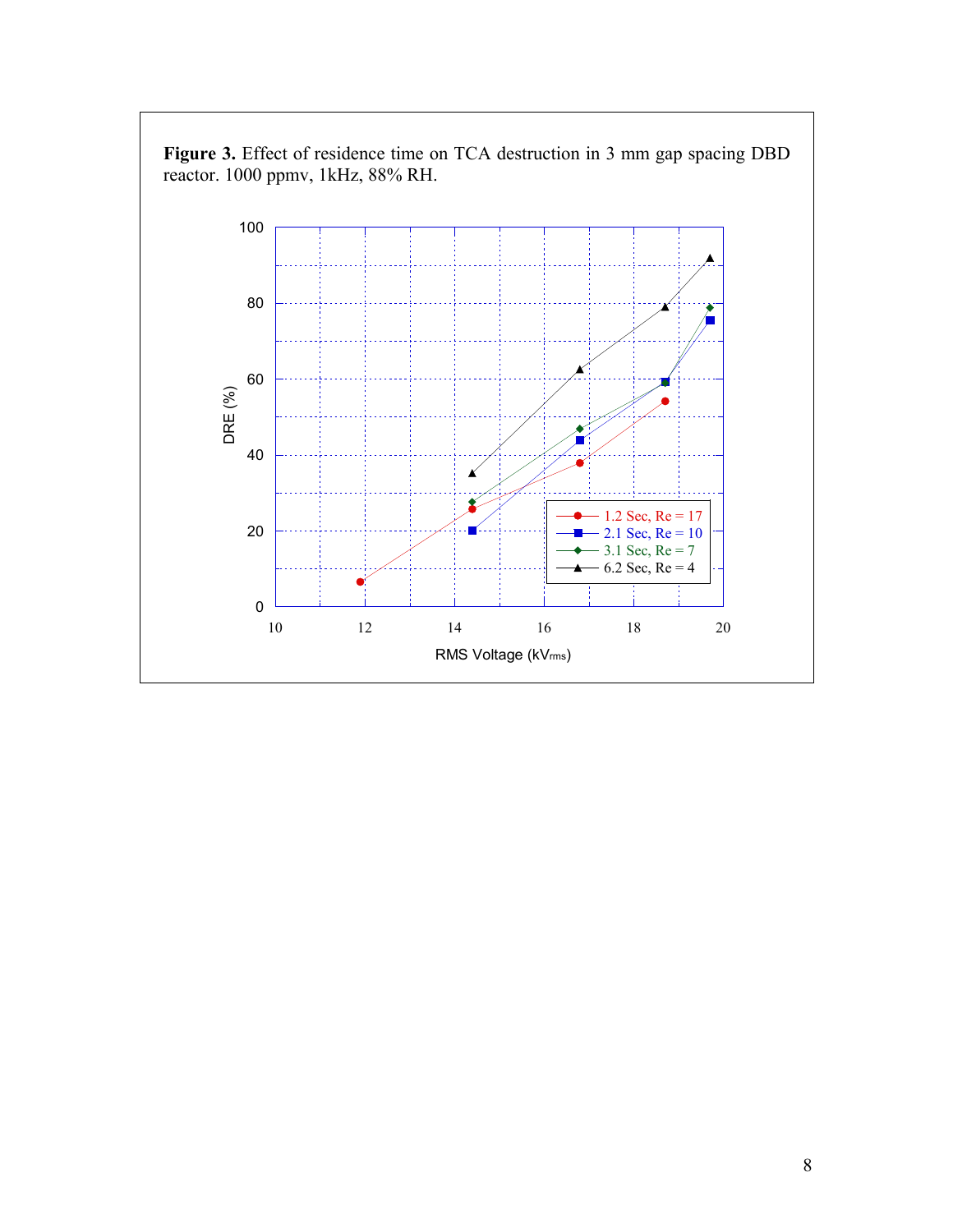**Figure 3.** Effect of residence time on TCA destruction in 3 mm gap spacing DBD reactor. 1000 ppmv, 1kHz, 88% RH.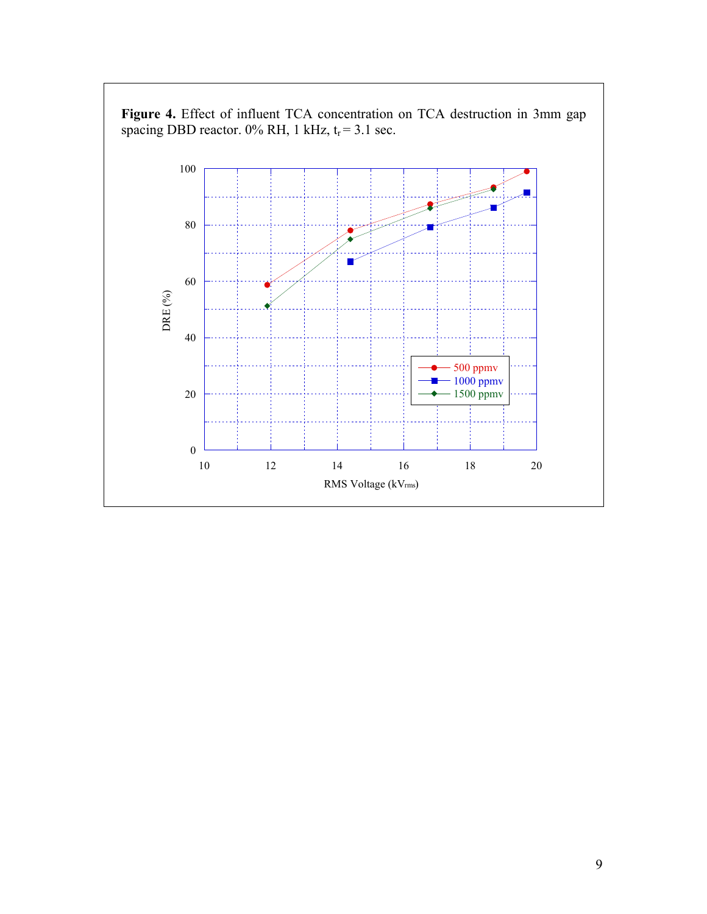**Figure 4.** Effect of influent TCA concentration on TCA destruction in 3mm gap spacing DBD reactor. 0% RH, 1 kHz, $t_r = 3.1$ sec.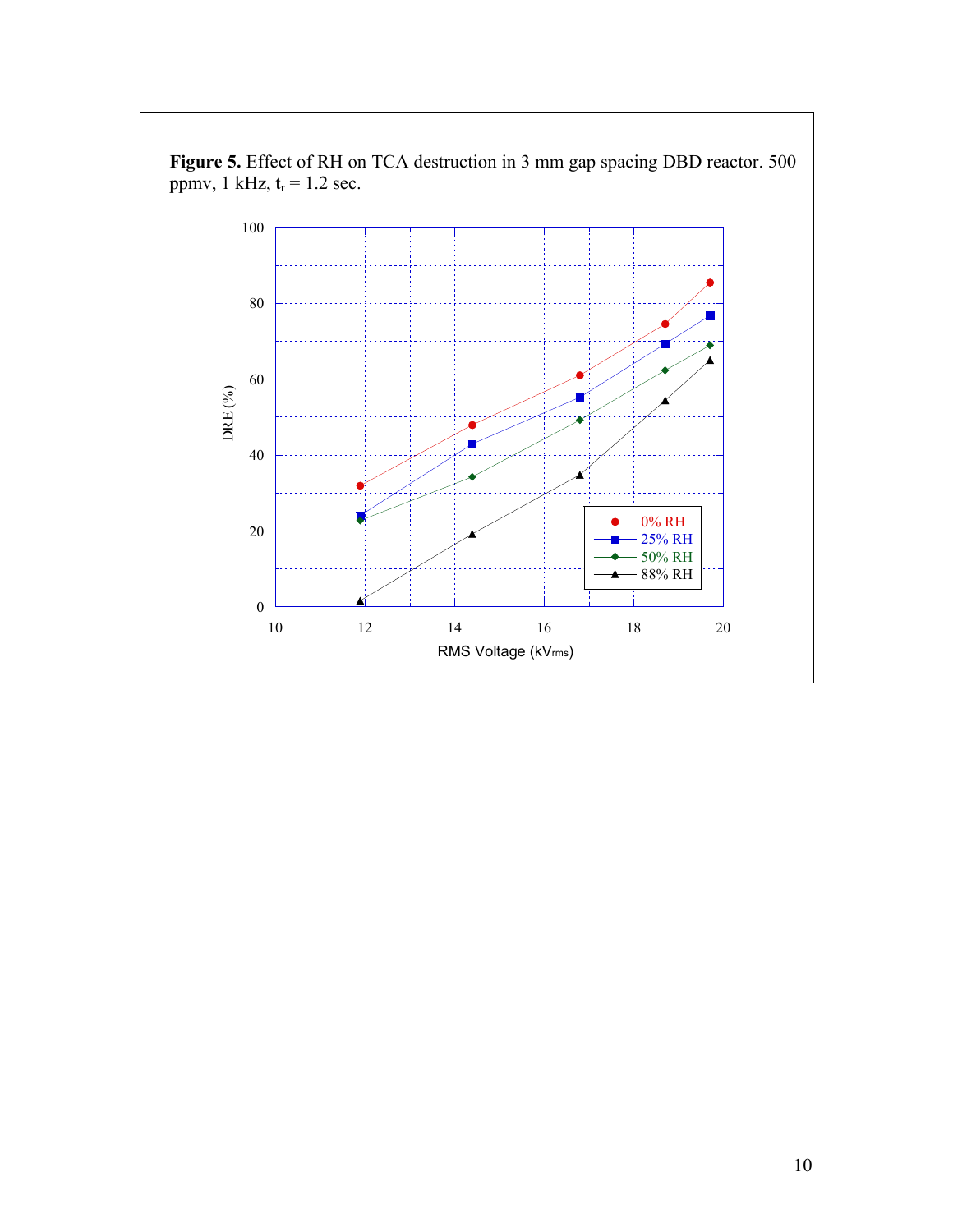**Figure 5.** Effect of RH on TCA destruction in 3 mm gap spacing DBD reactor. 500 ppmv, 1 kHz, $t_r$ = 1.2 sec.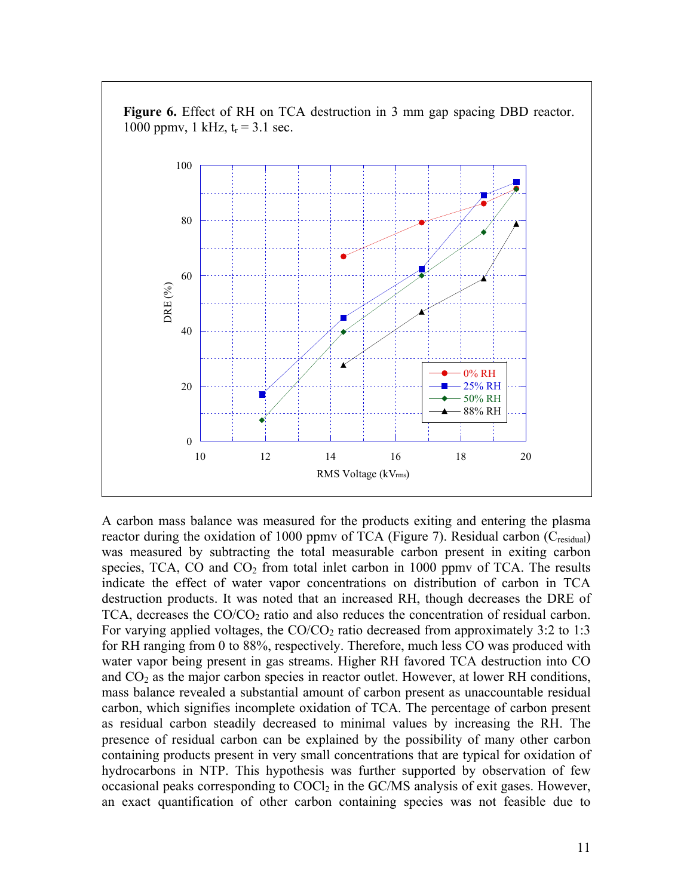**Figure 6.** Effect of RH on TCA destruction in 3 mm gap spacing DBD reactor. 1000 ppmv, 1 kHz, $t_r = 3.1$ sec.

A carbon mass balance was measured for the products exiting and entering the plasma reactor during the oxidation of 1000 ppmv of TCA (Figure 7). Residual carbon ($C_{residual}$) was measured by subtracting the total measurable carbon present in exiting carbon species, TCA, CO and $CO_2$ from total inlet carbon in 1000 ppmv of TCA. The results indicate the effect of water vapor concentrations on distribution of carbon in TCA destruction products. It was noted that an increased RH, though decreases the DRE of TCA, decreases the $CO/CO_2$ ratio and also reduces the concentration of residual carbon. For varying applied voltages, the $CO/CO_2$ ratio decreased from approximately 3:2 to 1:3 for RH ranging from 0 to 88%, respectively. Therefore, much less CO was produced with water vapor being present in gas streams. Higher RH favored TCA destruction into CO and $CO_2$ as the major carbon species in reactor outlet. However, at lower RH conditions, mass balance revealed a substantial amount of carbon present as unaccountable residual carbon, which signifies incomplete oxidation of TCA. The percentage of carbon present as residual carbon steadily decreased to minimal values by increasing the RH. The presence of residual carbon can be explained by the possibility of many other carbon containing products present in very small concentrations that are typical for oxidation of hydrocarbons in NTP. This hypothesis was further supported by observation of few occasional peaks corresponding to $COCl_2$ in the GC/MS analysis of exit gases. However, an exact quantification of other carbon containing species was not feasible due to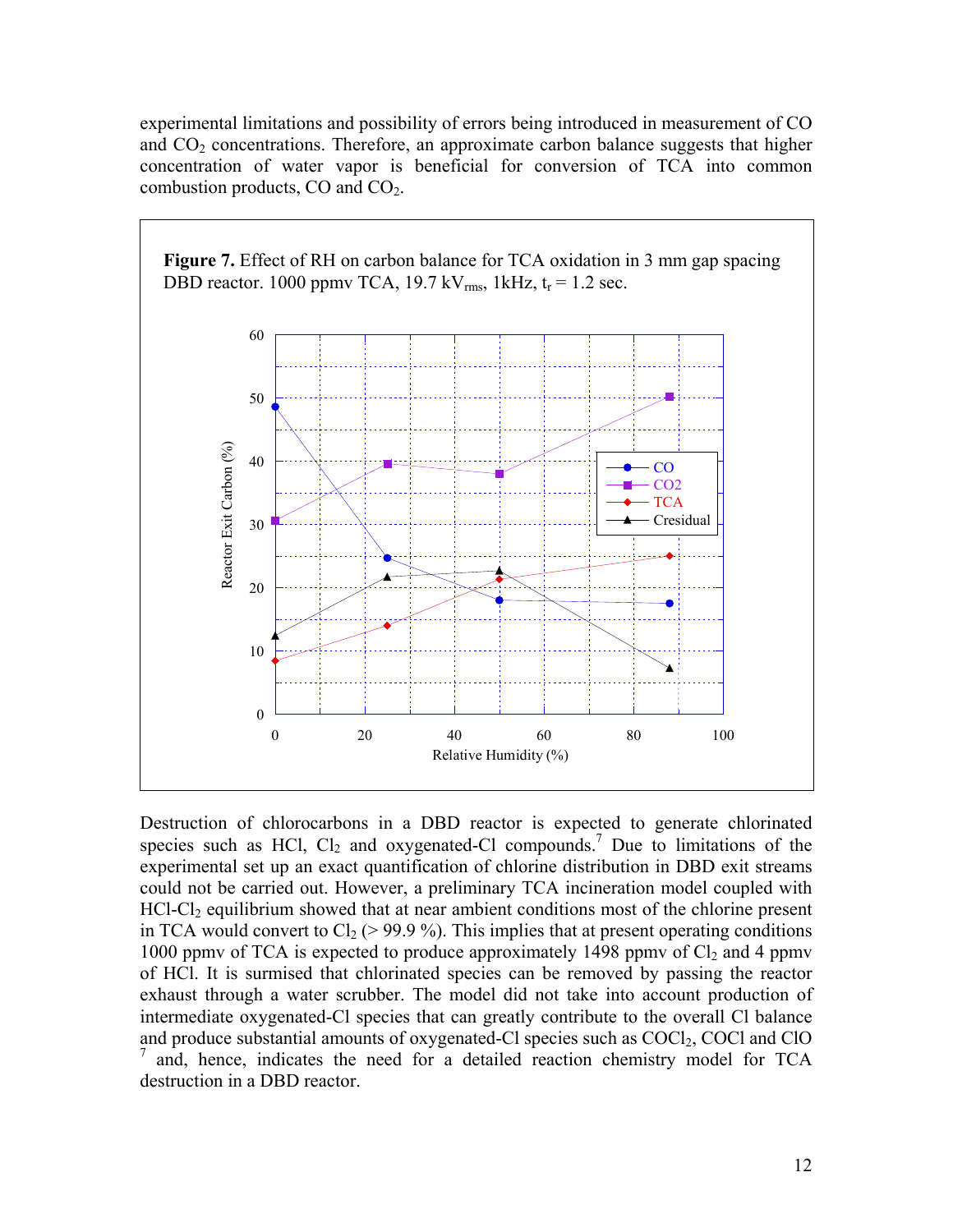experimental limitations and possibility of errors being introduced in measurement of CO and $CO_2$ concentrations. Therefore, an approximate carbon balance suggests that higher concentration of water vapor is beneficial for conversion of TCA into common combustion products, CO and $CO_2$.

**Figure 7.** Effect of RH on carbon balance for TCA oxidation in 3 mm gap spacing DBD reactor. 1000 ppmv TCA, 19.7 $kV_{rms}$, 1kHz, $t_r$ = 1.2 sec.

Destruction of chlorocarbons in a DBD reactor is expected to generate chlorinated species such as HCl, $Cl_2$ and oxygenated-Cl compounds.[7] Due to limitations of the experimental set up an exact quantification of chlorine distribution in DBD exit streams could not be carried out. However, a preliminary TCA incineration model coupled with HCl-$Cl_2$ equilibrium showed that at near ambient conditions most of the chlorine present in TCA would convert to $Cl_2$ (> 99.9 %). This implies that at present operating conditions 1000 ppmv of TCA is expected to produce approximately 1498 ppmv of $Cl_2$ and 4 ppmv of HCl. It is surmised that chlorinated species can be removed by passing the reactor exhaust through a water scrubber. The model did not take into account production of intermediate oxygenated-Cl species that can greatly contribute to the overall Cl balance and produce substantial amounts of oxygenated-Cl species such as $COCl_2$, COCl and ClO [7] and, hence, indicates the need for a detailed reaction chemistry model for TCA destruction in a DBD reactor.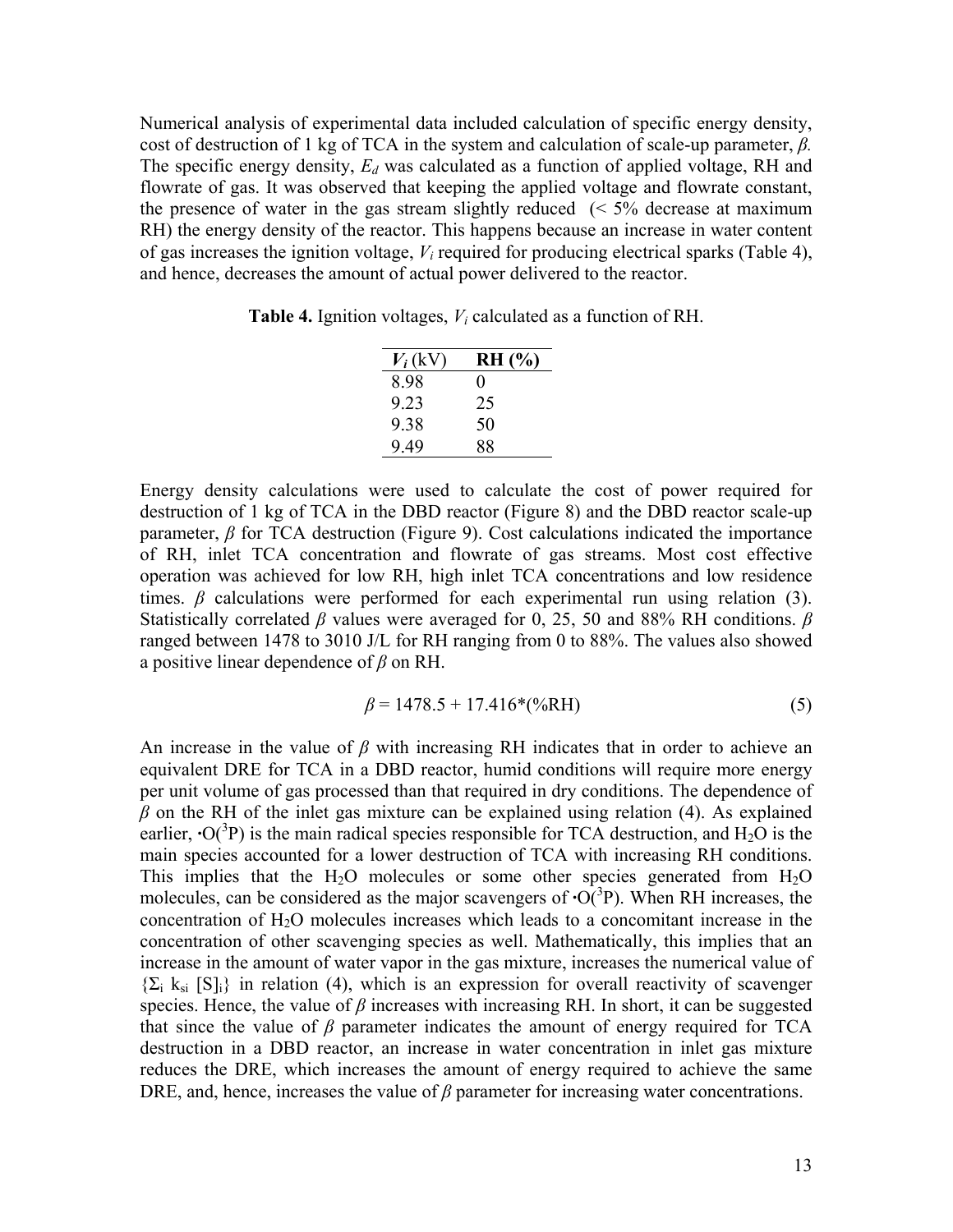Numerical analysis of experimental data included calculation of specific energy density, cost of destruction of 1 kg of TCA in the system and calculation of scale-up parameter, $\beta$. The specific energy density, $E_d$ was calculated as a function of applied voltage, RH and flowrate of gas. It was observed that keeping the applied voltage and flowrate constant, the presence of water in the gas stream slightly reduced (< 5% decrease at maximum RH) the energy density of the reactor. This happens because an increase in water content of gas increases the ignition voltage, $V_i$ required for producing electrical sparks (Table 4), and hence, decreases the amount of actual power delivered to the reactor.

**Table 4.** Ignition voltages, $V_i$ calculated as a function of RH.

| $V_i$ (kV) | **RH (%)** |
|---|---|
| 8.98 | 0 |
| 9.23 | 25 |
| 9.38 | 50 |
| 9.49 | 88 |

Energy density calculations were used to calculate the cost of power required for destruction of 1 kg of TCA in the DBD reactor (Figure 8) and the DBD reactor scale-up parameter, $\beta$ for TCA destruction (Figure 9). Cost calculations indicated the importance of RH, inlet TCA concentration and flowrate of gas streams. Most cost effective operation was achieved for low RH, high inlet TCA concentrations and low residence times. $\beta$ calculations were performed for each experimental run using relation (3). Statistically correlated $\beta$ values were averaged for 0, 25, 50 and 88% RH conditions. $\beta$ ranged between 1478 to 3010 J/L for RH ranging from 0 to 88%. The values also showed a positive linear dependence of $\beta$ on RH.

$$\beta = 1478.5 + 17.416*(\%RH) \tag{5}$$

An increase in the value of $\beta$ with increasing RH indicates that in order to achieve an equivalent DRE for TCA in a DBD reactor, humid conditions will require more energy per unit volume of gas processed than that required in dry conditions. The dependence of $\beta$ on the RH of the inlet gas mixture can be explained using relation (4). As explained earlier, $\cdot O(^3P)$ is the main radical species responsible for TCA destruction, and $H_2O$ is the main species accounted for a lower destruction of TCA with increasing RH conditions. This implies that the $H_2O$ molecules or some other species generated from $H_2O$ molecules, can be considered as the major scavengers of $\cdot O(^3P)$. When RH increases, the concentration of $H_2O$ molecules increases which leads to a concomitant increase in the concentration of other scavenging species as well. Mathematically, this implies that an increase in the amount of water vapor in the gas mixture, increases the numerical value of $\{\Sigma_i \; k_{si} \; [S]_i\}$ in relation (4), which is an expression for overall reactivity of scavenger species. Hence, the value of $\beta$ increases with increasing RH. In short, it can be suggested that since the value of $\beta$ parameter indicates the amount of energy required for TCA destruction in a DBD reactor, an increase in water concentration in inlet gas mixture reduces the DRE, which increases the amount of energy required to achieve the same DRE, and, hence, increases the value of $\beta$ parameter for increasing water concentrations.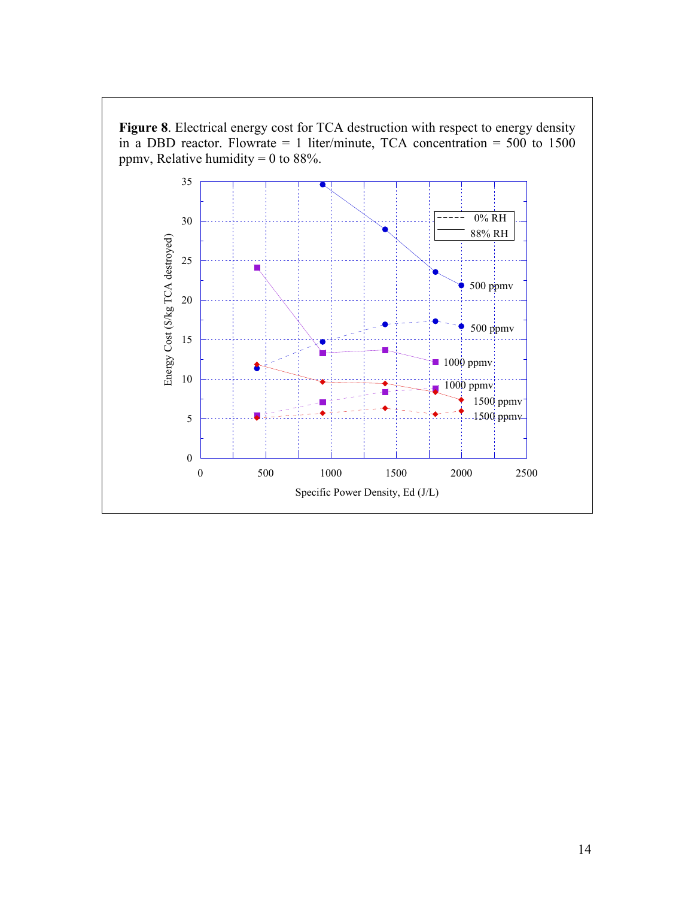**Figure 8**. Electrical energy cost for TCA destruction with respect to energy density in a DBD reactor. Flowrate = 1 liter/minute, TCA concentration = 500 to 1500 ppmv, Relative humidity = 0 to 88%.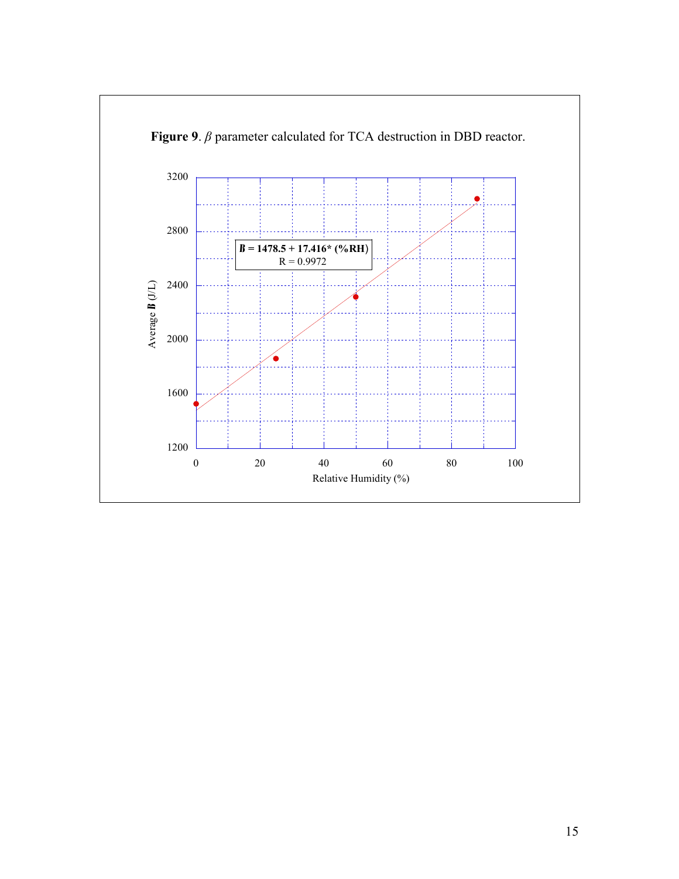**Figure 9**. $\beta$ parameter calculated for TCA destruction in DBD reactor.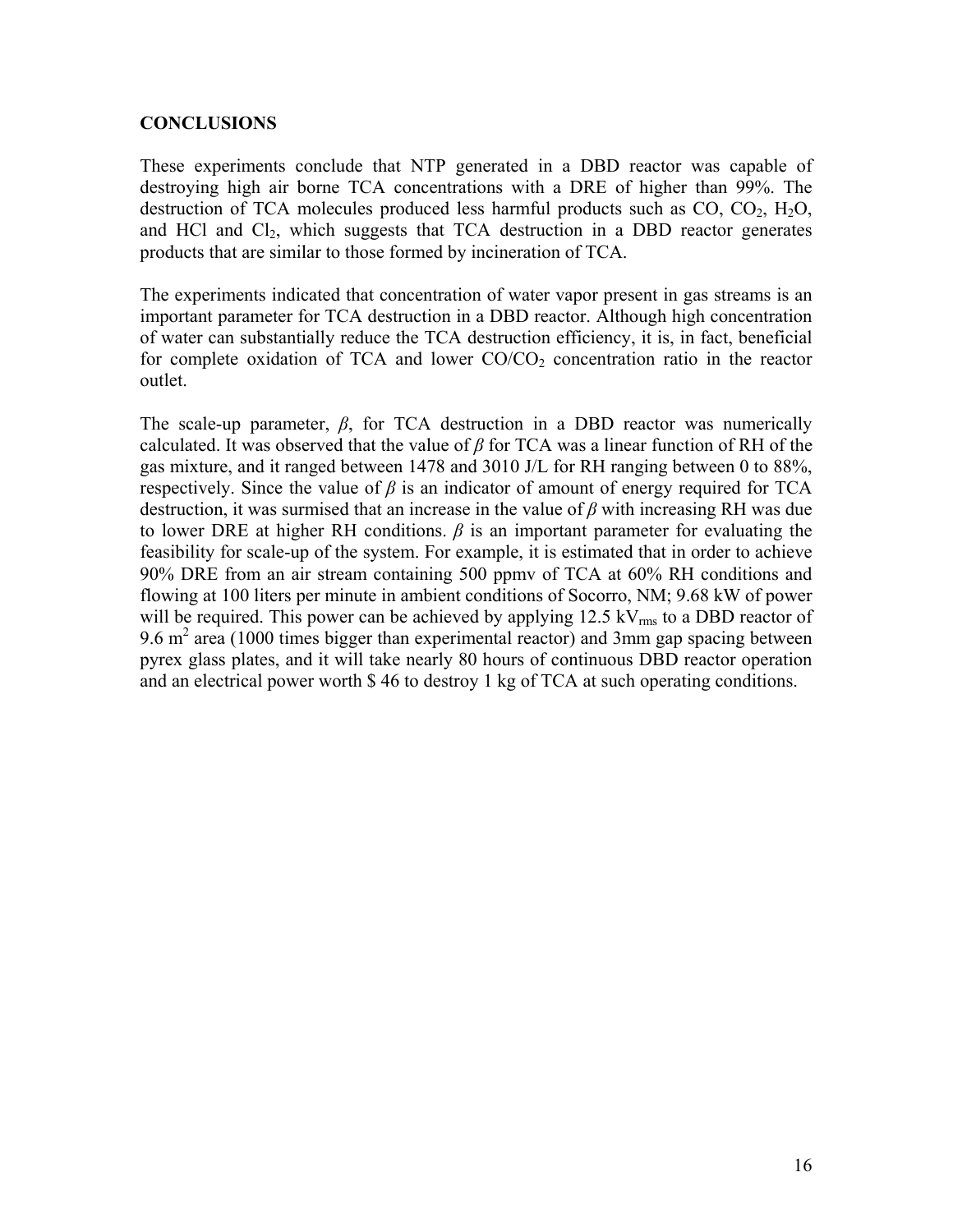## CONCLUSIONS

These experiments conclude that NTP generated in a DBD reactor was capable of destroying high air borne TCA concentrations with a DRE of higher than 99%. The destruction of TCA molecules produced less harmful products such as CO, $CO_2$, $H_2O$, and HCl and $Cl_2$, which suggests that TCA destruction in a DBD reactor generates products that are similar to those formed by incineration of TCA.

The experiments indicated that concentration of water vapor present in gas streams is an important parameter for TCA destruction in a DBD reactor. Although high concentration of water can substantially reduce the TCA destruction efficiency, it is, in fact, beneficial for complete oxidation of TCA and lower $CO/CO_2$ concentration ratio in the reactor outlet.

The scale-up parameter, $\beta$, for TCA destruction in a DBD reactor was numerically calculated. It was observed that the value of $\beta$ for TCA was a linear function of RH of the gas mixture, and it ranged between 1478 and 3010 J/L for RH ranging between 0 to 88%, respectively. Since the value of $\beta$ is an indicator of amount of energy required for TCA destruction, it was surmised that an increase in the value of $\beta$ with increasing RH was due to lower DRE at higher RH conditions. $\beta$ is an important parameter for evaluating the feasibility for scale-up of the system. For example, it is estimated that in order to achieve 90% DRE from an air stream containing 500 ppmv of TCA at 60% RH conditions and flowing at 100 liters per minute in ambient conditions of Socorro, NM; 9.68 kW of power will be required. This power can be achieved by applying 12.5 $kV_{rms}$ to a DBD reactor of 9.6 $m^2$ area (1000 times bigger than experimental reactor) and 3mm gap spacing between pyrex glass plates, and it will take nearly 80 hours of continuous DBD reactor operation and an electrical power worth \$ 46 to destroy 1 kg of TCA at such operating conditions.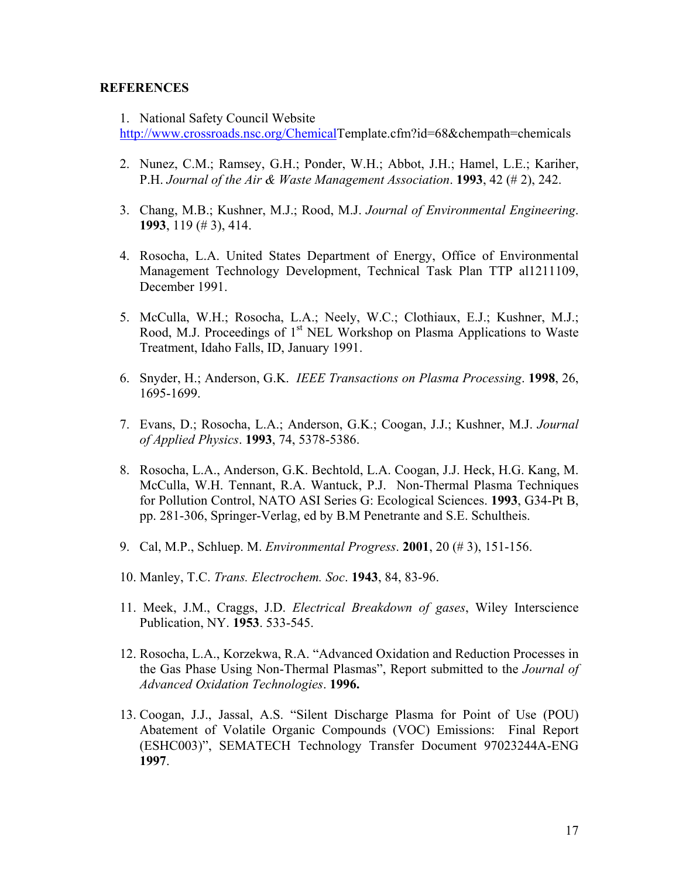**REFERENCES**

1. National Safety Council Website http://www.crossroads.nsc.org/ChemicalTemplate.cfm?id=68&chempath=chemicals

2. Nunez, C.M.; Ramsey, G.H.; Ponder, W.H.; Abbot, J.H.; Hamel, L.E.; Kariher, P.H. *Journal of the Air & Waste Management Association*. **1993**, 42 (# 2), 242.

3. Chang, M.B.; Kushner, M.J.; Rood, M.J. *Journal of Environmental Engineering*. **1993**, 119 (# 3), 414.

4. Rosocha, L.A. United States Department of Energy, Office of Environmental Management Technology Development, Technical Task Plan TTP al1211109, December 1991.

5. McCulla, W.H.; Rosocha, L.A.; Neely, W.C.; Clothiaux, E.J.; Kushner, M.J.; Rood, M.J. Proceedings of 1st NEL Workshop on Plasma Applications to Waste Treatment, Idaho Falls, ID, January 1991.

6. Snyder, H.; Anderson, G.K. *IEEE Transactions on Plasma Processing*. **1998**, 26, 1695-1699.

7. Evans, D.; Rosocha, L.A.; Anderson, G.K.; Coogan, J.J.; Kushner, M.J. *Journal of Applied Physics*. **1993**, 74, 5378-5386.

8. Rosocha, L.A., Anderson, G.K. Bechtold, L.A. Coogan, J.J. Heck, H.G. Kang, M. McCulla, W.H. Tennant, R.A. Wantuck, P.J. Non-Thermal Plasma Techniques for Pollution Control, NATO ASI Series G: Ecological Sciences. **1993**, G34-Pt B, pp. 281-306, Springer-Verlag, ed by B.M Penetrante and S.E. Schultheis.

9. Cal, M.P., Schluep. M. *Environmental Progress*. **2001**, 20 (# 3), 151-156.

10. Manley, T.C. *Trans. Electrochem. Soc*. **1943**, 84, 83-96.

11. Meek, J.M., Craggs, J.D. *Electrical Breakdown of gases*, Wiley Interscience Publication, NY. **1953**. 533-545.

12. Rosocha, L.A., Korzekwa, R.A. "Advanced Oxidation and Reduction Processes in the Gas Phase Using Non-Thermal Plasmas", Report submitted to the *Journal of Advanced Oxidation Technologies*. **1996.**

13. Coogan, J.J., Jassal, A.S. "Silent Discharge Plasma for Point of Use (POU) Abatement of Volatile Organic Compounds (VOC) Emissions: Final Report (ESHC003)", SEMATECH Technology Transfer Document 97023244A-ENG **1997**.